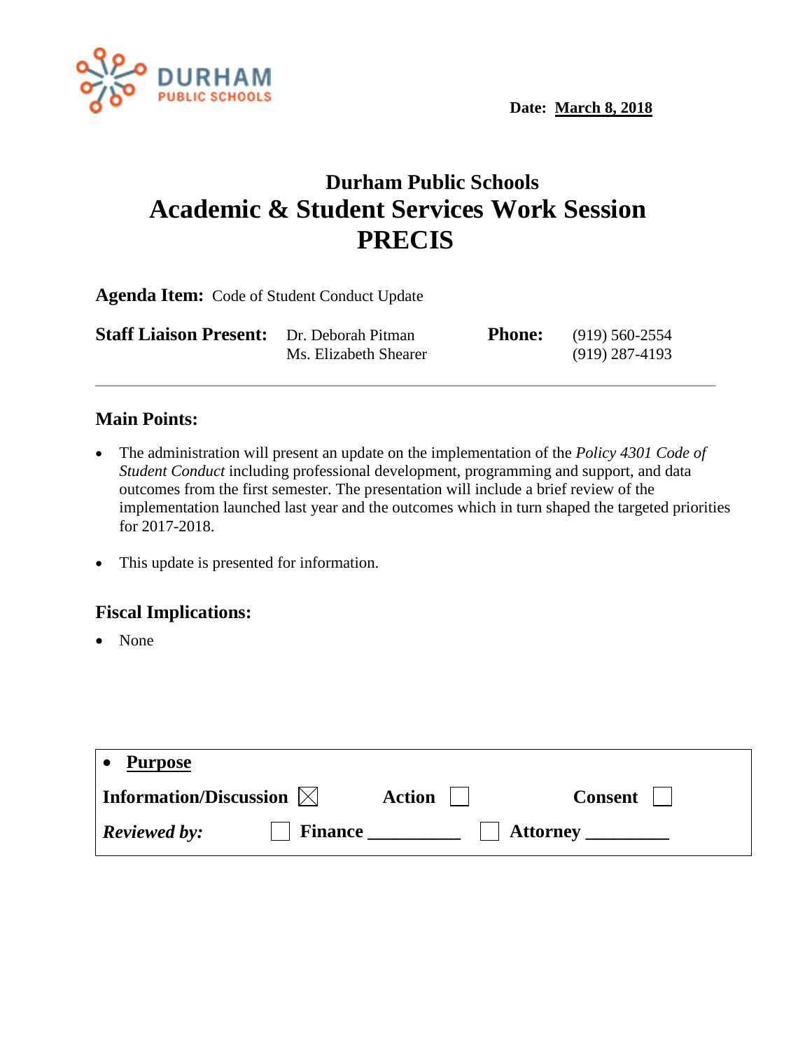DURHAM PUBLIC SCHOOLS

**Date: March 8, 2018**

# Durham Public Schools
# Academic & Student Services Work Session
# PRECIS

**Agenda Item:** Code of Student Conduct Update

| **Staff Liaison Present:** | | **Phone:** | |
| --- | --- | --- | --- |
| | Dr. Deborah Pitman | | (919) 560-2554 |
| | Ms. Elizabeth Shearer | | (919) 287-4193 |

---

## Main Points:

- The administration will present an update on the implementation of the *Policy 4301 Code of Student Conduct* including professional development, programming and support, and data outcomes from the first semester. The presentation will include a brief review of the implementation launched last year and the outcomes which in turn shaped the targeted priorities for 2017-2018.
- This update is presented for information.

## Fiscal Implications:

- None

- **Purpose**

**Information/Discussion** ☒ **Action** ☐ **Consent** ☐

***Reviewed by:*** ☐ **Finance** __________ ☐ **Attorney** _________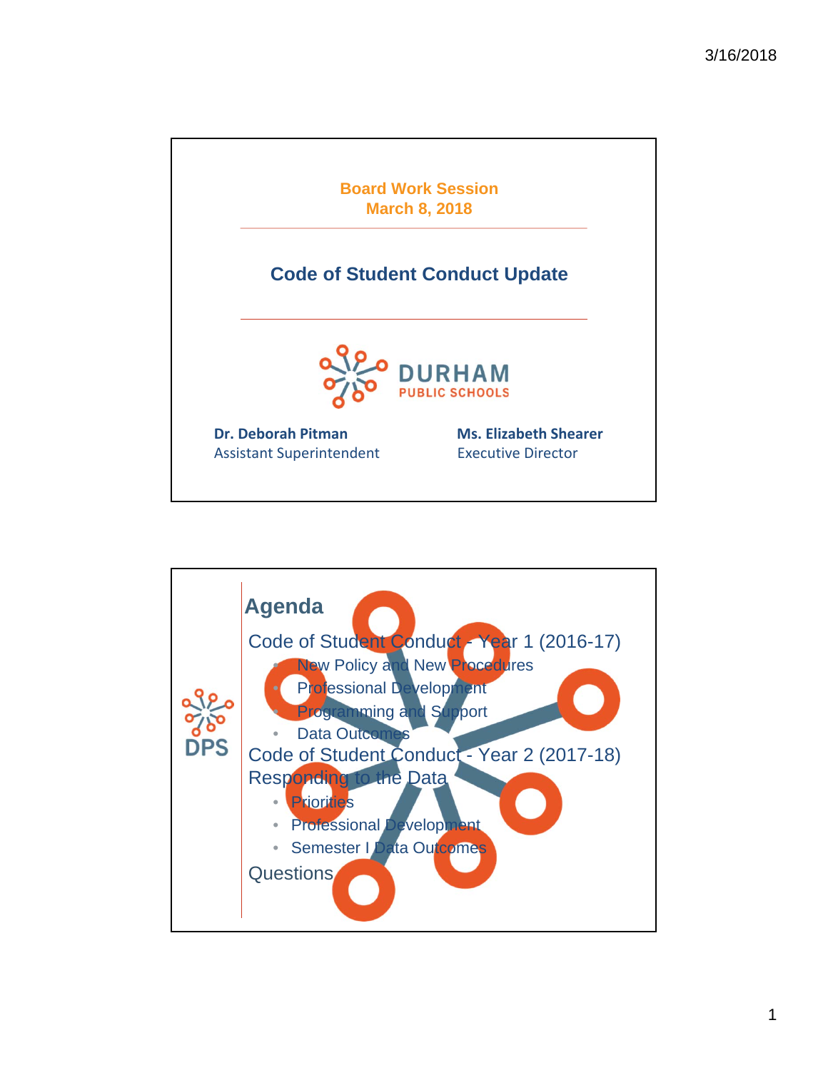Board Work Session
March 8, 2018

## Code of Student Conduct Update

DURHAM PUBLIC SCHOOLS

**Dr. Deborah Pitman**
Assistant Superintendent

**Ms. Elizabeth Shearer**
Executive Director

---

## Agenda

Code of Student Conduct - Year 1 (2016-17)

- New Policy and New Procedures
- Professional Development
- Programming and Support
- Data Outcomes

Code of Student Conduct - Year 2 (2017-18)

Responding to the Data

- Priorities
- Professional Development
- Semester I Data Outcomes

Questions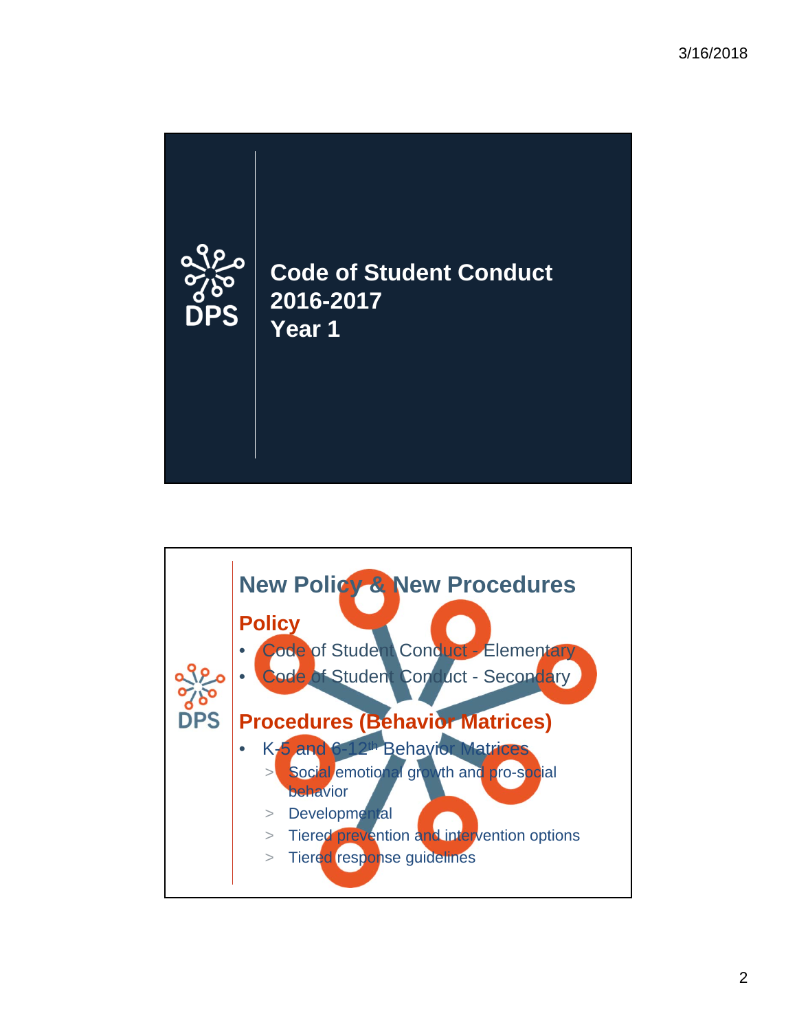# Code of Student Conduct 2016-2017 Year 1

## New Policy & New Procedures

### Policy

- Code of Student Conduct - Elementary
- Code of Student Conduct - Secondary

### Procedures (Behavior Matrices)

- K-5 and 6-12th Behavior Matrices
  - Social emotional growth and pro-social behavior
  - Developmental
  - Tiered prevention and intervention options
  - Tiered response guidelines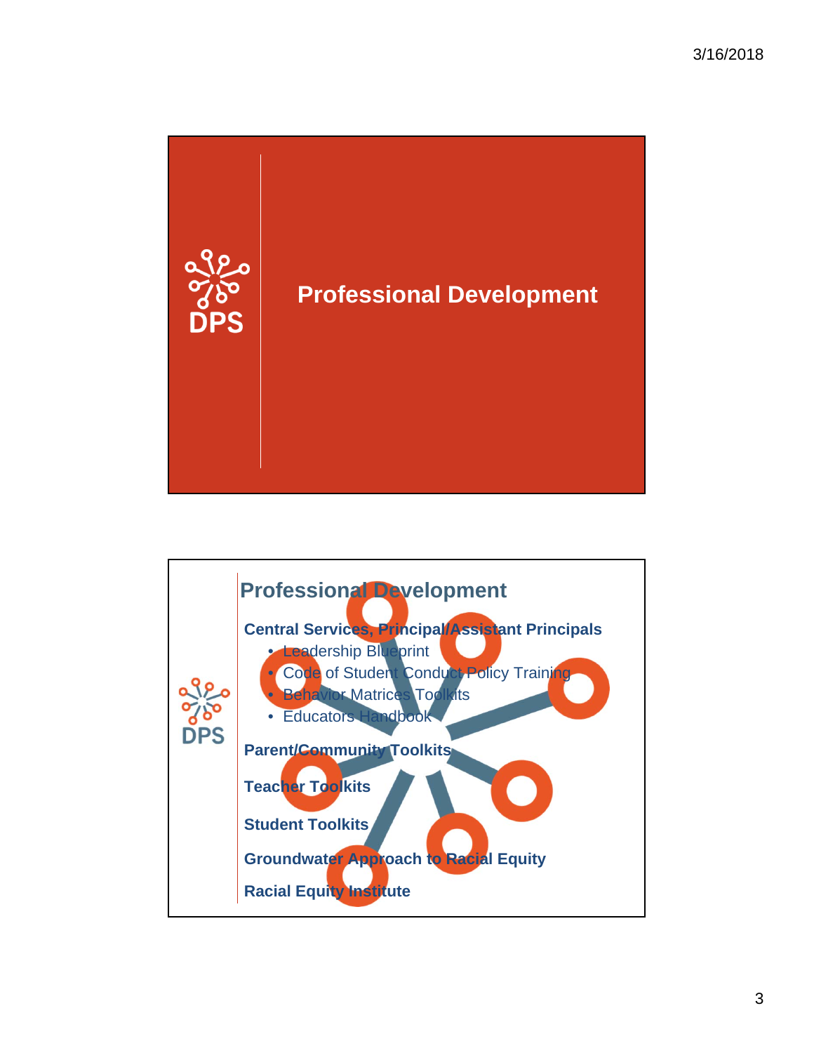# Professional Development

## Professional Development

**Central Services, Principal/Assistant Principals**

- Leadership Blueprint
- Code of Student Conduct Policy Training
- Behavior Matrices Toolkits
- Educators Handbook

**Parent/Community Toolkits**

**Teacher Toolkits**

**Student Toolkits**

**Groundwater Approach to Racial Equity**

**Racial Equity Institute**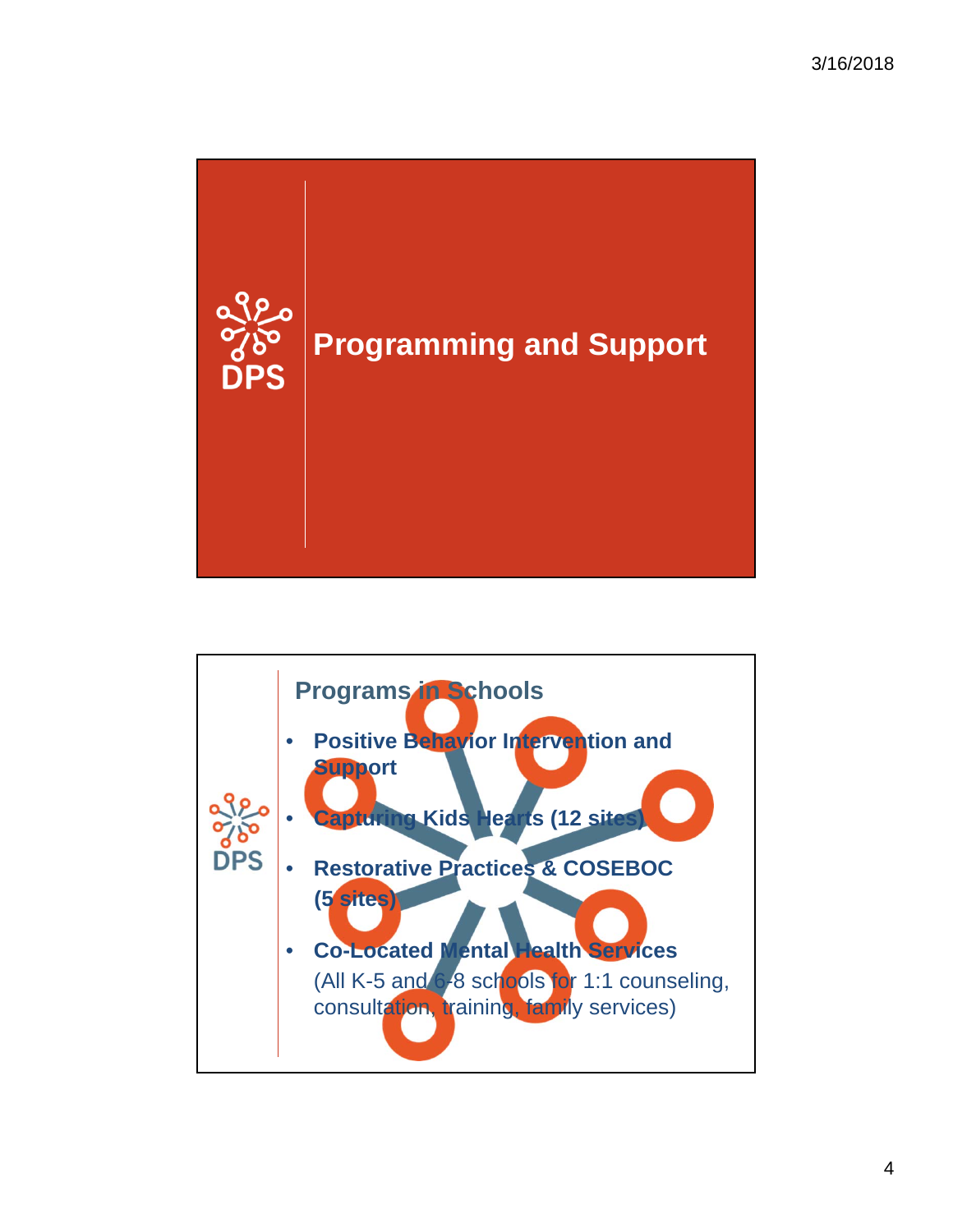# Programming and Support

## Programs in Schools

- **Positive Behavior Intervention and Support**
- **Capturing Kids Hearts (12 sites)**
- **Restorative Practices & COSEBOC (5 sites)**
- **Co-Located Mental Health Services** (All K-5 and 6-8 schools for 1:1 counseling, consultation, training, family services)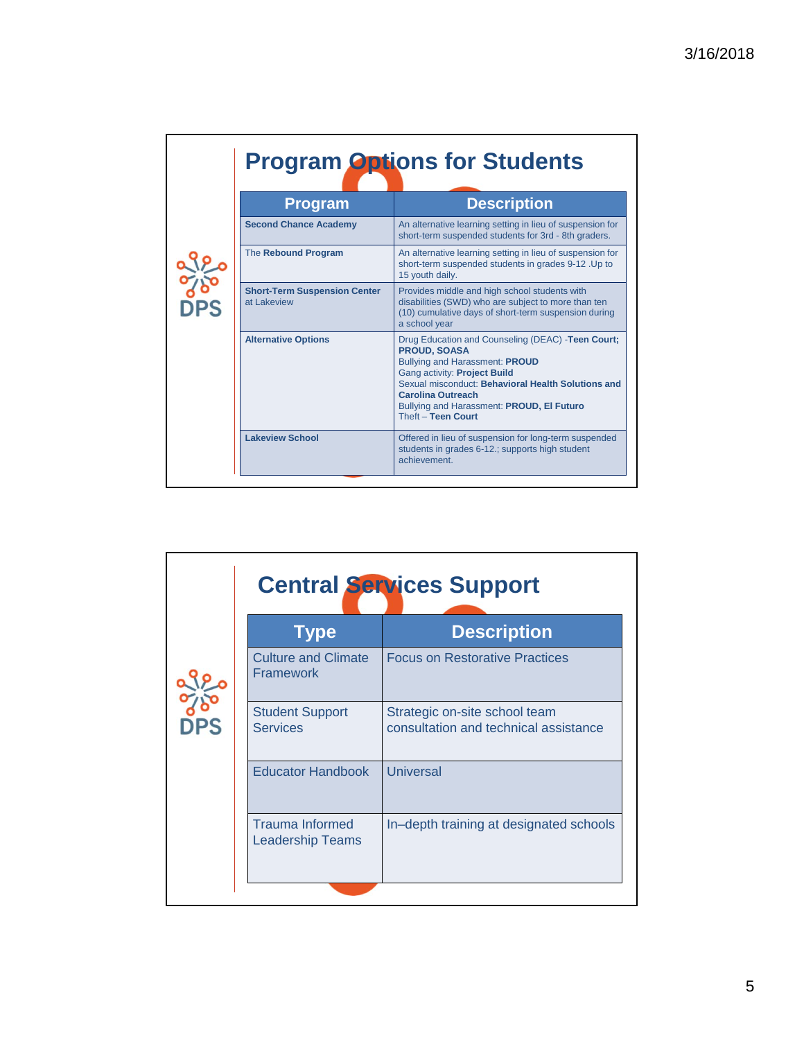## Program Options for Students

| Program | Description |
|---|---|
| **Second Chance Academy** | An alternative learning setting in lieu of suspension for short-term suspended students for 3rd - 8th graders. |
| The **Rebound Program** | An alternative learning setting in lieu of suspension for short-term suspended students in grades 9-12 .Up to 15 youth daily. |
| **Short-Term Suspension Center** at Lakeview | Provides middle and high school students with disabilities (SWD) who are subject to more than ten (10) cumulative days of short-term suspension during a school year |
| **Alternative Options** | Drug Education and Counseling (DEAC) -**Teen Court; PROUD, SOASA**<br>Bullying and Harassment: **PROUD**<br>Gang activity: **Project Build**<br>Sexual misconduct: **Behavioral Health Solutions and Carolina Outreach**<br>Bullying and Harassment: **PROUD, El Futuro**<br>Theft – **Teen Court** |
| **Lakeview School** | Offered in lieu of suspension for long-term suspended students in grades 6-12.; supports high student achievement. |

## Central Services Support

| Type | Description |
|---|---|
| Culture and Climate Framework | Focus on Restorative Practices |
| Student Support Services | Strategic on-site school team consultation and technical assistance |
| Educator Handbook | Universal |
| Trauma Informed Leadership Teams | In–depth training at designated schools |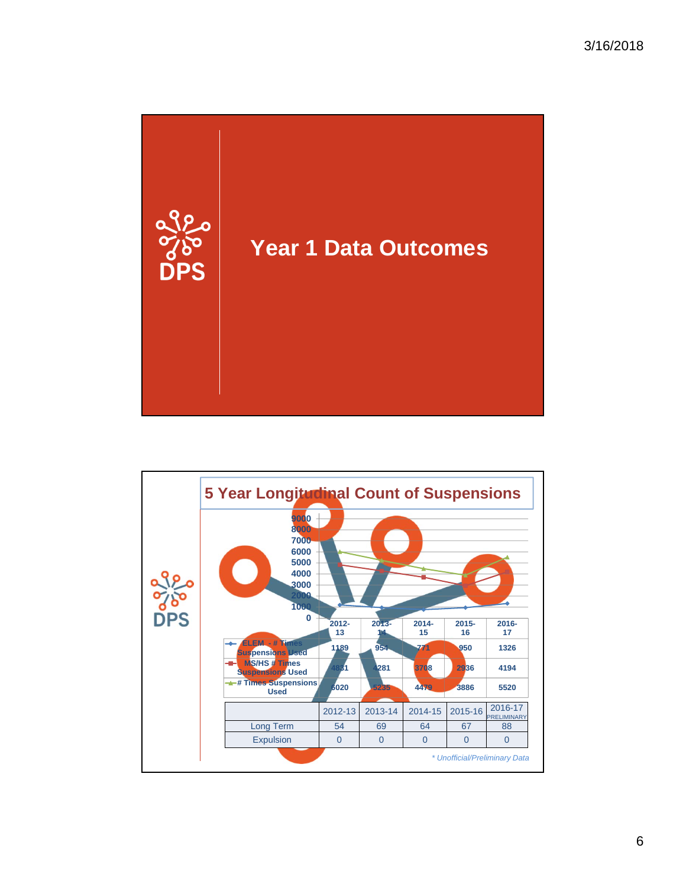# Year 1 Data Outcomes

## 5 Year Longitudinal Count of Suspensions

| | 2012-13 | 2013-14 | 2014-15 | 2015-16 | 2016-17 |
|---|---|---|---|---|---|
| ELEM - # Times Suspensions Used | 1189 | 954 | 771 | 950 | 1326 |
| MS/HS # Times Suspensions Used | 4831 | 4281 | 3708 | 2936 | 4194 |
| # Times Suspensions Used | 6020 | 5235 | 4479 | 3886 | 5520 |

| | 2012-13 | 2013-14 | 2014-15 | 2015-16 | 2016-17 PRELIMINARY |
|---|---|---|---|---|---|
| Long Term | 54 | 69 | 64 | 67 | 88 |
| Expulsion | 0 | 0 | 0 | 0 | 0 |

*\* Unofficial/Preliminary Data*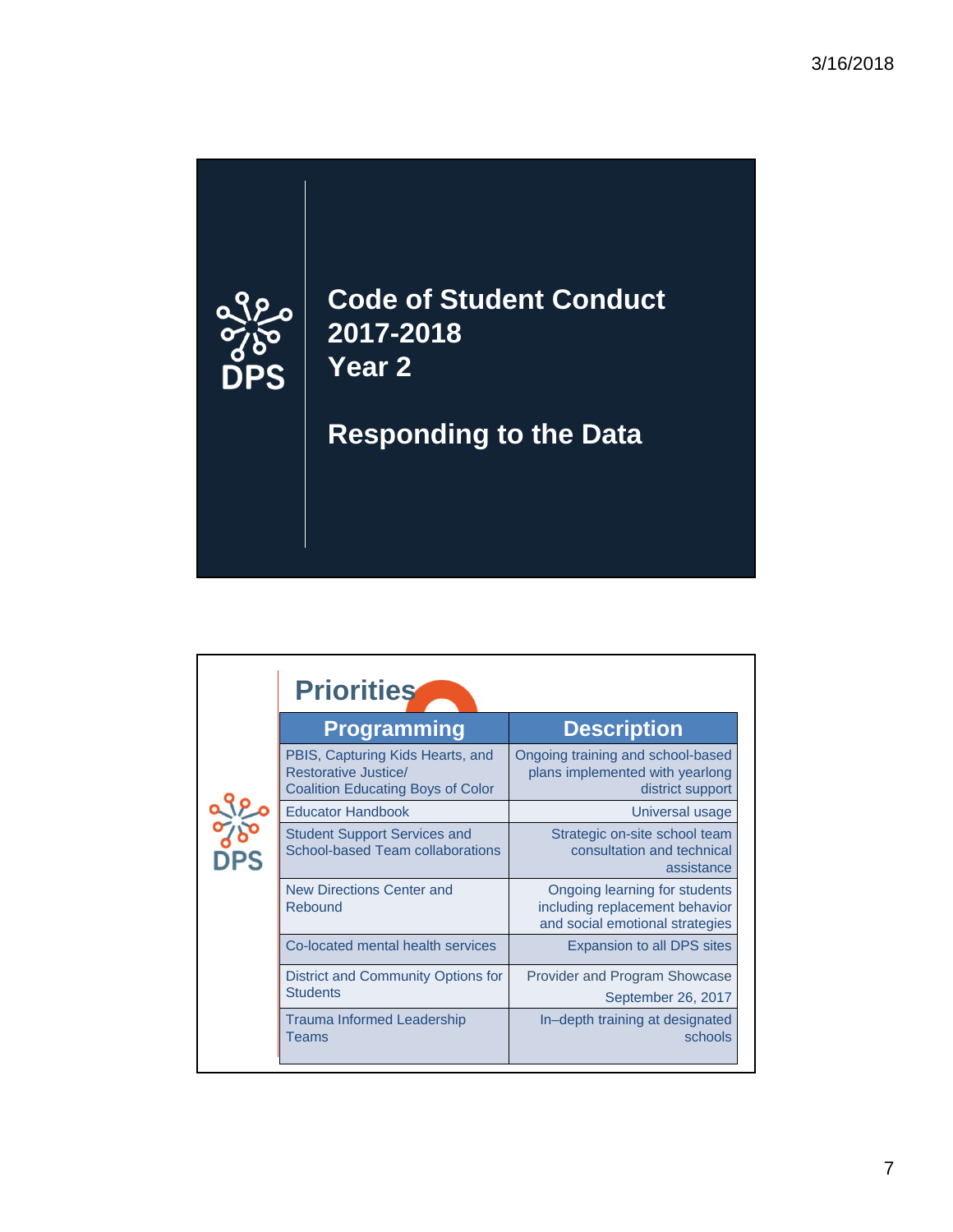# Code of Student Conduct 2017-2018 Year 2

## Responding to the Data

## Priorities

| Programming | Description |
| --- | --- |
| PBIS, Capturing Kids Hearts, and Restorative Justice/ Coalition Educating Boys of Color | Ongoing training and school-based plans implemented with yearlong district support |
| Educator Handbook | Universal usage |
| Student Support Services and School-based Team collaborations | Strategic on-site school team consultation and technical assistance |
| New Directions Center and Rebound | Ongoing learning for students including replacement behavior and social emotional strategies |
| Co-located mental health services | Expansion to all DPS sites |
| District and Community Options for Students | Provider and Program Showcase September 26, 2017 |
| Trauma Informed Leadership Teams | In–depth training at designated schools |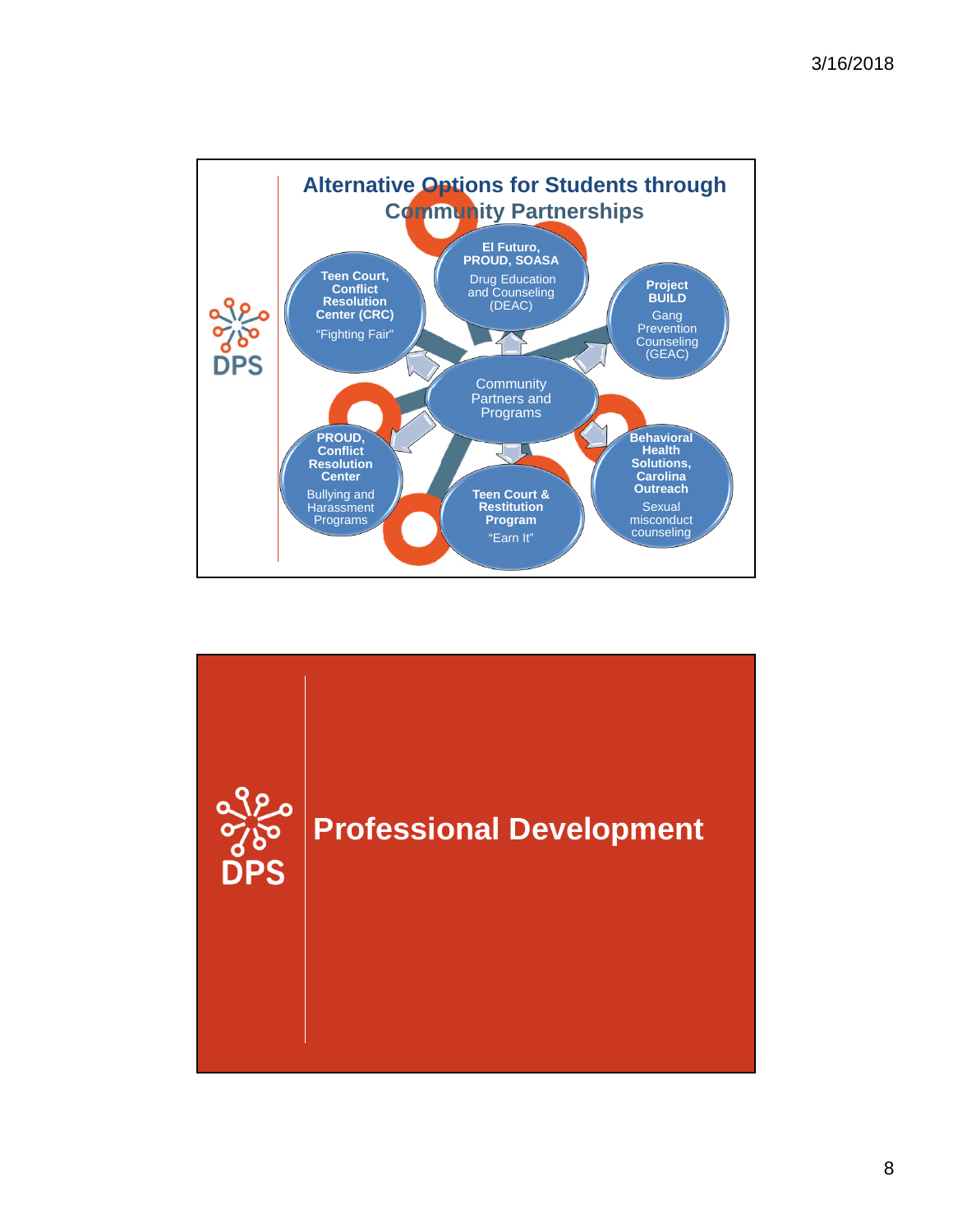## Alternative Options for Students through Community Partnerships

**Community Partners and Programs**

- **El Futuro, PROUD, SOASA**
  Drug Education and Counseling (DEAC)
- **Project BUILD**
  Gang Prevention Counseling (GEAC)
- **Behavioral Health Solutions, Carolina Outreach**
  Sexual misconduct counseling
- **Teen Court & Restitution Program**
  "Earn It"
- **PROUD, Conflict Resolution Center**
  Bullying and Harassment Programs
- **Teen Court, Conflict Resolution Center (CRC)**
  "Fighting Fair"

# Professional Development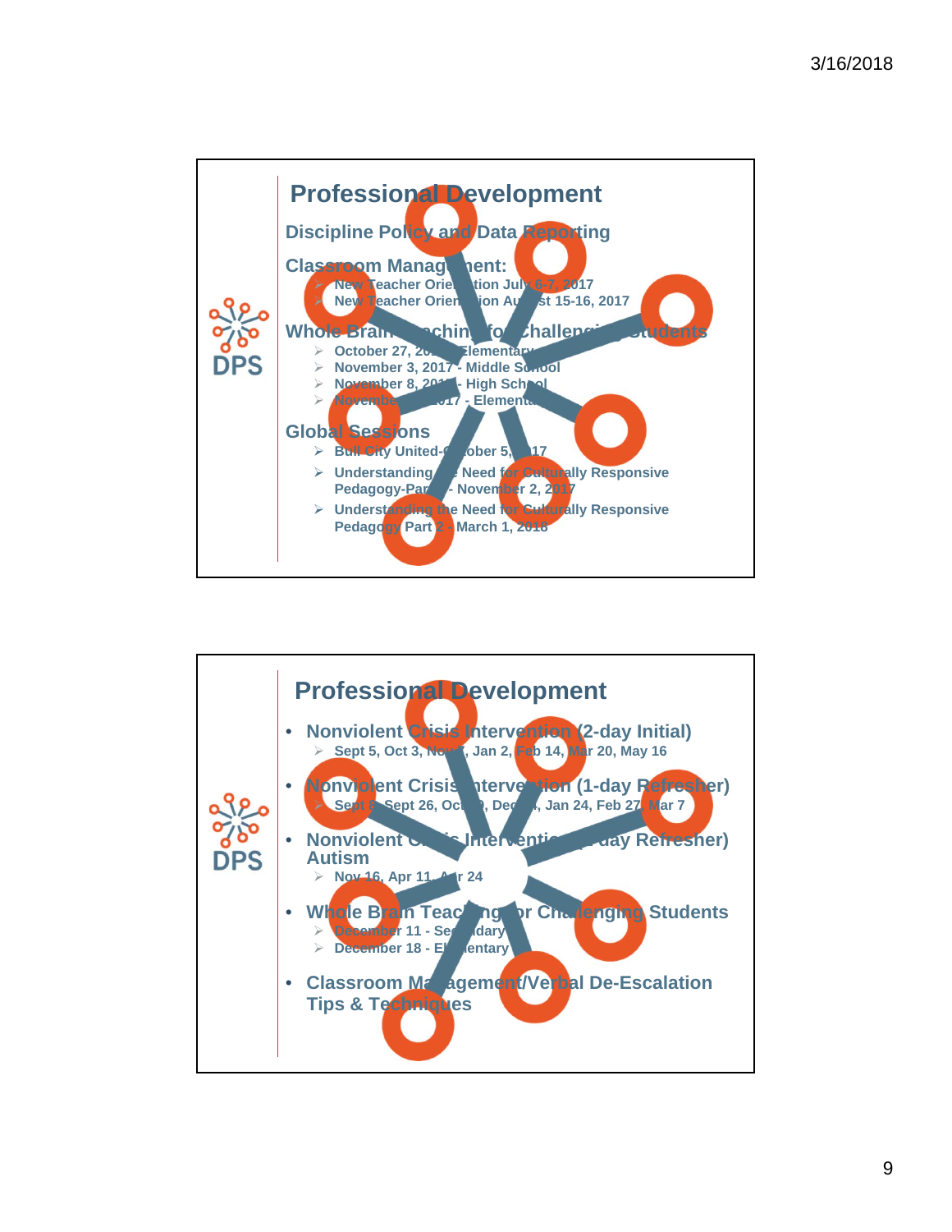## Professional Development

### Discipline Policy and Data Reporting

### Classroom Management:

- New Teacher Orientation July 6-7, 2017
- New Teacher Orientation August 15-16, 2017

### Whole Brain Teaching for Challenging Students

- October 27, 2017 - Elementary
- November 3, 2017 - Middle School
- November 8, 2017 - High School
- November ?, 2017 - Elementary

### Global Sessions

- Bull City United-October 5, 2017
- Understanding the Need for Culturally Responsive Pedagogy-Part 1 - November 2, 2017
- Understanding the Need for Culturally Responsive Pedagogy Part 2 - March 1, 2018

## Professional Development

- **Nonviolent Crisis Intervention (2-day Initial)**
  - Sept 5, Oct 3, Nov 7, Jan 2, Feb 14, Mar 20, May 16
- **Nonviolent Crisis Intervention (1-day Refresher)**
  - Sept 8, Sept 26, Oct ?, Dec ?, Jan 24, Feb 27, Mar 7
- **Nonviolent Crisis Intervention (1-day Refresher) Autism**
  - Nov 16, Apr 11, Apr 24
- **Whole Brain Teaching for Challenging Students**
  - December 11 - Secondary
  - December 18 - Elementary
- **Classroom Management/Verbal De-Escalation Tips & Techniques**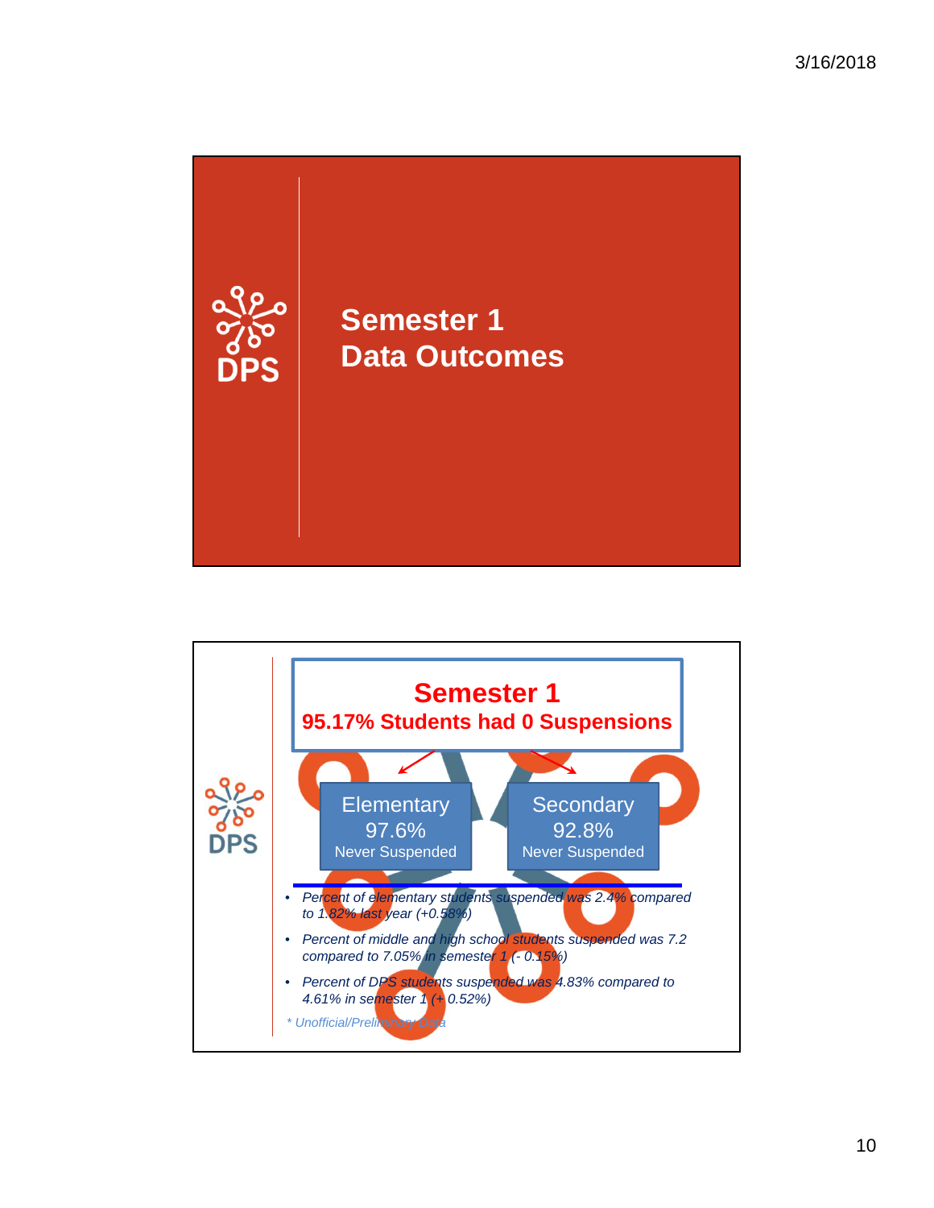# Semester 1 Data Outcomes

## Semester 1

**95.17% Students had 0 Suspensions**

| Elementary | Secondary |
|---|---|
| 97.6% Never Suspended | 92.8% Never Suspended |

- *Percent of elementary students suspended was 2.4% compared to 1.82% last year (+0.58%)*
- *Percent of middle and high school students suspended was 7.2 compared to 7.05% in semester 1 (- 0.15%)*
- *Percent of DPS students suspended was 4.83% compared to 4.61% in semester 1 (+ 0.52%)*

*\* Unofficial/Preliminary Data*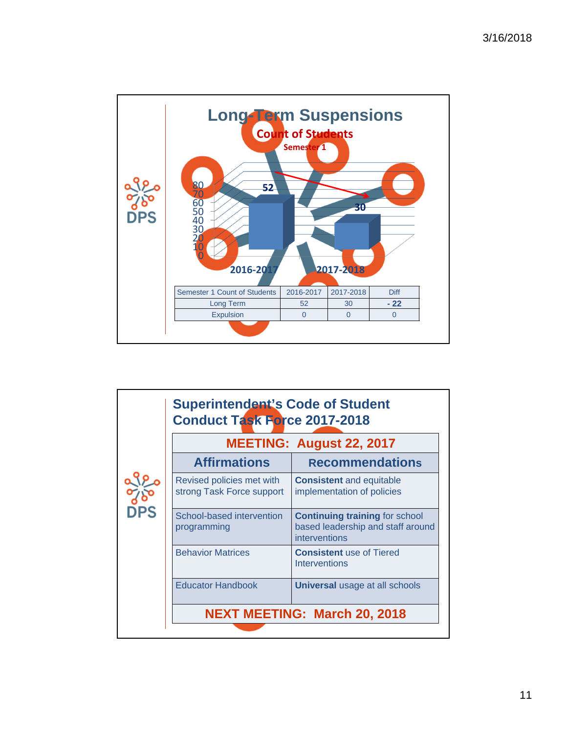## Long-Term Suspensions

**Count of Students**

**Semester 1**

| Semester 1 Count of Students | 2016-2017 | 2017-2018 | Diff |
|---|---|---|---|
| Long Term | 52 | 30 | **- 22** |
| Expulsion | 0 | 0 | 0 |

## Superintendent's Code of Student Conduct Task Force 2017-2018

| MEETING: August 22, 2017 | |
|---|---|
| **Affirmations** | **Recommendations** |
| Revised policies met with strong Task Force support | **Consistent** and equitable implementation of policies |
| School-based intervention programming | **Continuing training** for school based leadership and staff around interventions |
| Behavior Matrices | **Consistent** use of Tiered Interventions |
| Educator Handbook | **Universal** usage at all schools |
| **NEXT MEETING: March 20, 2018** | |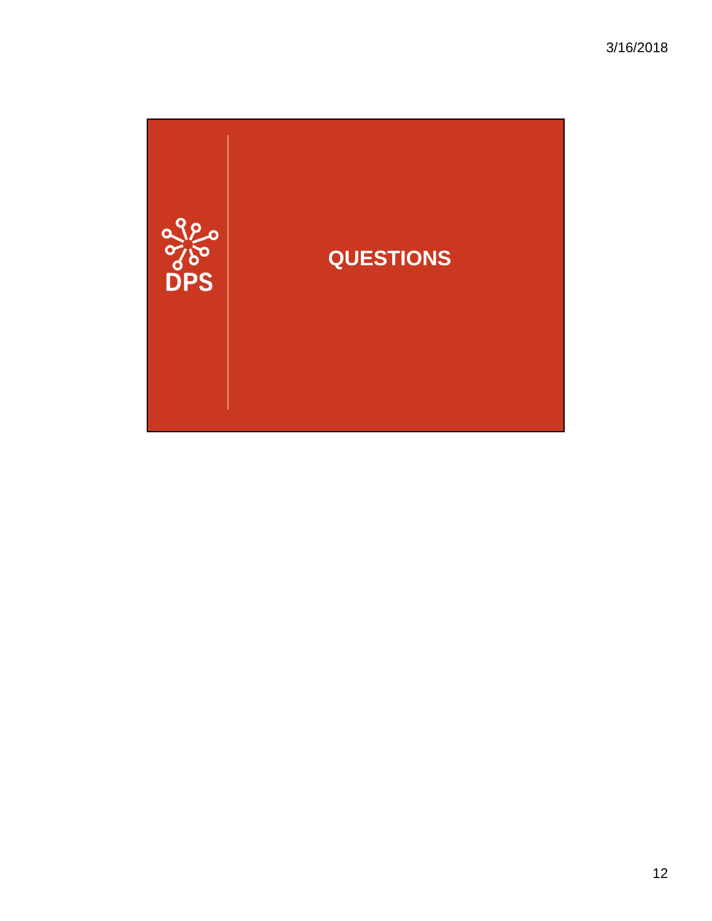DPS

# QUESTIONS